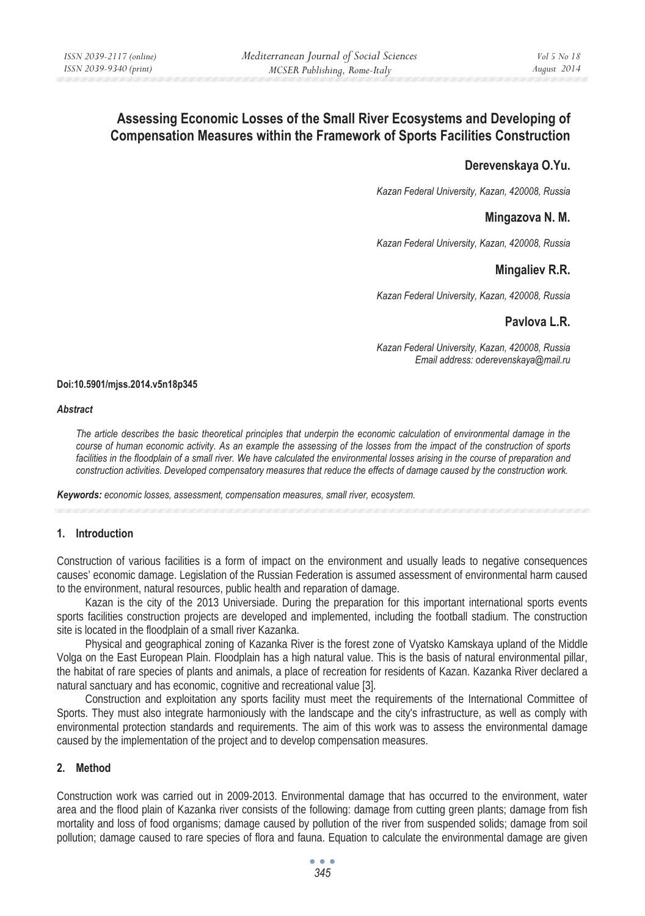# Assessing Economic Losses of the Small River Ecosystems and Developing of Compensation Measures within the Framework of Sports Facilities Construction

**Derevenskaya O.Yu.**

*Kazan Federal University, Kazan, 420008, Russia*

**Mingazova N. M.**

*Kazan Federal University, Kazan, 420008, Russia*

**Mingaliev R.R.**

*Kazan Federal University, Kazan, 420008, Russia*

**Pavlova L.R.**

*Kazan Federal University, Kazan, 420008, Russia*
*Email address: oderevenskaya@mail.ru*

**Doi:10.5901/mjss.2014.v5n18p345**

***Abstract***

*The article describes the basic theoretical principles that underpin the economic calculation of environmental damage in the course of human economic activity. As an example the assessing of the losses from the impact of the construction of sports facilities in the floodplain of a small river. We have calculated the environmental losses arising in the course of preparation and construction activities. Developed compensatory measures that reduce the effects of damage caused by the construction work.*

***Keywords:*** *economic losses, assessment, compensation measures, small river, ecosystem.*

## 1. Introduction

Construction of various facilities is a form of impact on the environment and usually leads to negative consequences causes' economic damage. Legislation of the Russian Federation is assumed assessment of environmental harm caused to the environment, natural resources, public health and reparation of damage.

Kazan is the city of the 2013 Universiade. During the preparation for this important international sports events sports facilities construction projects are developed and implemented, including the football stadium. The construction site is located in the floodplain of a small river Kazanka.

Physical and geographical zoning of Kazanka River is the forest zone of Vyatsko Kamskaya upland of the Middle Volga on the East European Plain. Floodplain has a high natural value. This is the basis of natural environmental pillar, the habitat of rare species of plants and animals, a place of recreation for residents of Kazan. Kazanka River declared a natural sanctuary and has economic, cognitive and recreational value [3].

Construction and exploitation any sports facility must meet the requirements of the International Committee of Sports. They must also integrate harmoniously with the landscape and the city's infrastructure, as well as comply with environmental protection standards and requirements. The aim of this work was to assess the environmental damage caused by the implementation of the project and to develop compensation measures.

## 2. Method

Construction work was carried out in 2009-2013. Environmental damage that has occurred to the environment, water area and the flood plain of Kazanka river consists of the following: damage from cutting green plants; damage from fish mortality and loss of food organisms; damage caused by pollution of the river from suspended solids; damage from soil pollution; damage caused to rare species of flora and fauna. Equation to calculate the environmental damage are given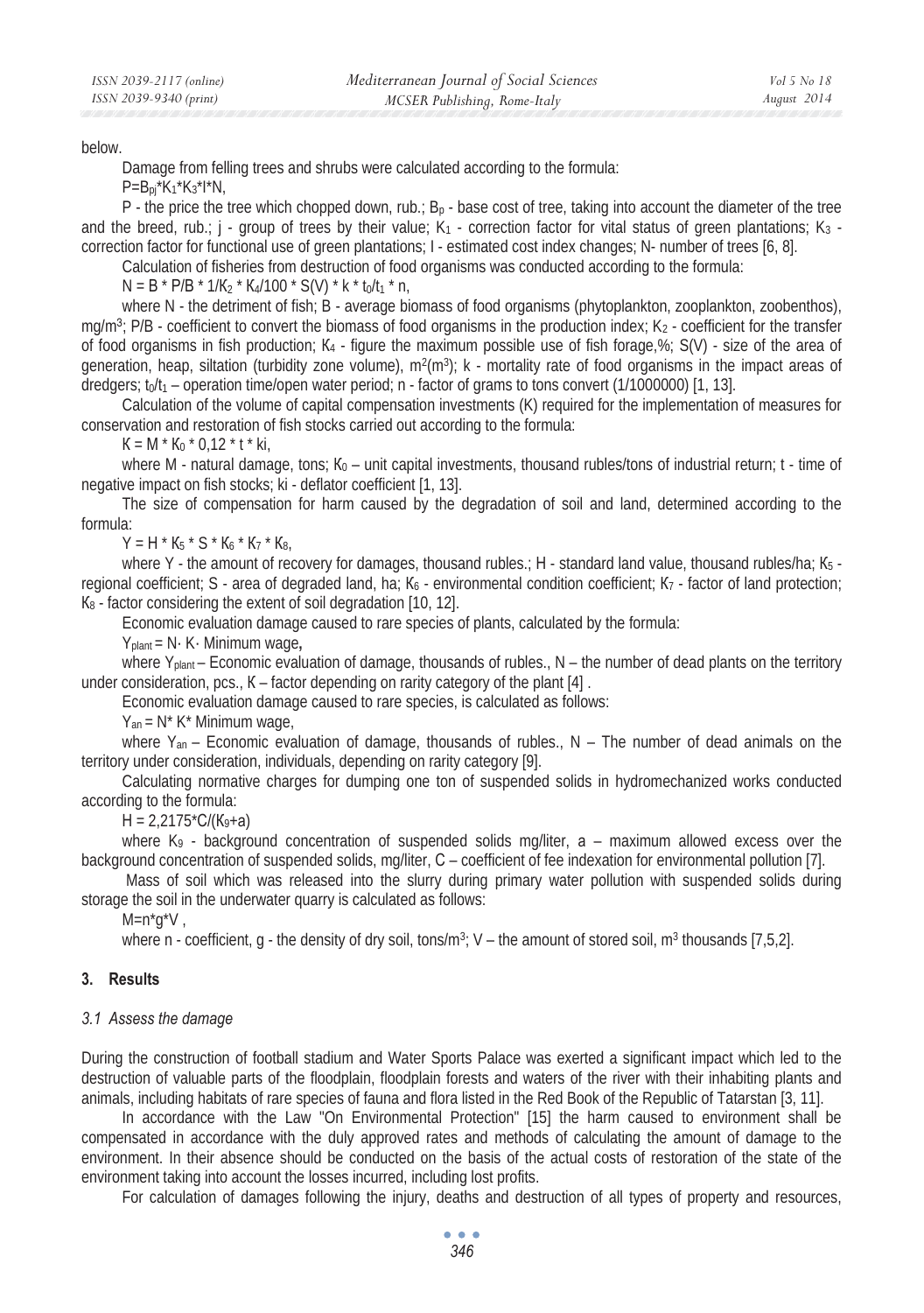below.

Damage from felling trees and shrubs were calculated according to the formula:

$P = B_{pj} * K_1 * K_3 * I * N$,

P - the price the tree which chopped down, rub.; $B_p$ - base cost of tree, taking into account the diameter of the tree and the breed, rub.; j - group of trees by their value; $K_1$ - correction factor for vital status of green plantations; $K_3$ - correction factor for functional use of green plantations; I - estimated cost index changes; N- number of trees [6, 8].

Calculation of fisheries from destruction of food organisms was conducted according to the formula:

$N = B * P/B * 1/K_2 * K_4/100 * S(V) * k * t_0/t_1 * n$,

where N - the detriment of fish; B - average biomass of food organisms (phytoplankton, zooplankton, zoobenthos), mg/m$^3$; P/B - coefficient to convert the biomass of food organisms in the production index; $K_2$ - coefficient for the transfer of food organisms in fish production; $K_4$ - figure the maximum possible use of fish forage,%; S(V) - size of the area of generation, heap, siltation (turbidity zone volume), m$^2$(m$^3$); k - mortality rate of food organisms in the impact areas of dredgers; $t_0/t_1$ – operation time/open water period; n - factor of grams to tons convert (1/1000000) [1, 13].

Calculation of the volume of capital compensation investments (K) required for the implementation of measures for conservation and restoration of fish stocks carried out according to the formula:

$K = M * K_0 * 0{,}12 * t * ki$,

where M - natural damage, tons; $K_0$ – unit capital investments, thousand rubles/tons of industrial return; t - time of negative impact on fish stocks; ki - deflator coefficient [1, 13].

The size of compensation for harm caused by the degradation of soil and land, determined according to the formula:

$Y = H * K_5 * S * K_6 * K_7 * K_8$,

where Y - the amount of recovery for damages, thousand rubles.; H - standard land value, thousand rubles/ha; $K_5$ - regional coefficient; S - area of degraded land, ha; $K_6$ - environmental condition coefficient; $K_7$ - factor of land protection; $K_8$ - factor considering the extent of soil degradation [10, 12].

Economic evaluation damage caused to rare species of plants, calculated by the formula:

$Y_{plant} = N \cdot K \cdot$ Minimum wage**,**

where $Y_{plant}$ – Economic evaluation of damage, thousands of rubles., N – the number of dead plants on the territory under consideration, pcs., K – factor depending on rarity category of the plant [4] .

Economic evaluation damage caused to rare species, is calculated as follows:

$Y_{an} = N * K *$ Minimum wage,

where $Y_{an}$ – Economic evaluation of damage, thousands of rubles., N – The number of dead animals on the territory under consideration, individuals, depending on rarity category [9].

Calculating normative charges for dumping one ton of suspended solids in hydromechanized works conducted according to the formula:

$H = 2{,}2175 * C/(K_9 + a)$

where $K_9$ - background concentration of suspended solids mg/liter, a – maximum allowed excess over the background concentration of suspended solids, mg/liter, C – coefficient of fee indexation for environmental pollution [7].

Mass of soil which was released into the slurry during primary water pollution with suspended solids during storage the soil in the underwater quarry is calculated as follows:

$M = n * g * V$ ,

where n - coefficient, g - the density of dry soil, tons/m$^3$; V – the amount of stored soil, m$^3$ thousands [7,5,2].

## 3. Results

### *3.1 Assess the damage*

During the construction of football stadium and Water Sports Palace was exerted a significant impact which led to the destruction of valuable parts of the floodplain, floodplain forests and waters of the river with their inhabiting plants and animals, including habitats of rare species of fauna and flora listed in the Red Book of the Republic of Tatarstan [3, 11].

In accordance with the Law "On Environmental Protection" [15] the harm caused to environment shall be compensated in accordance with the duly approved rates and methods of calculating the amount of damage to the environment. In their absence should be conducted on the basis of the actual costs of restoration of the state of the environment taking into account the losses incurred, including lost profits.

For calculation of damages following the injury, deaths and destruction of all types of property and resources,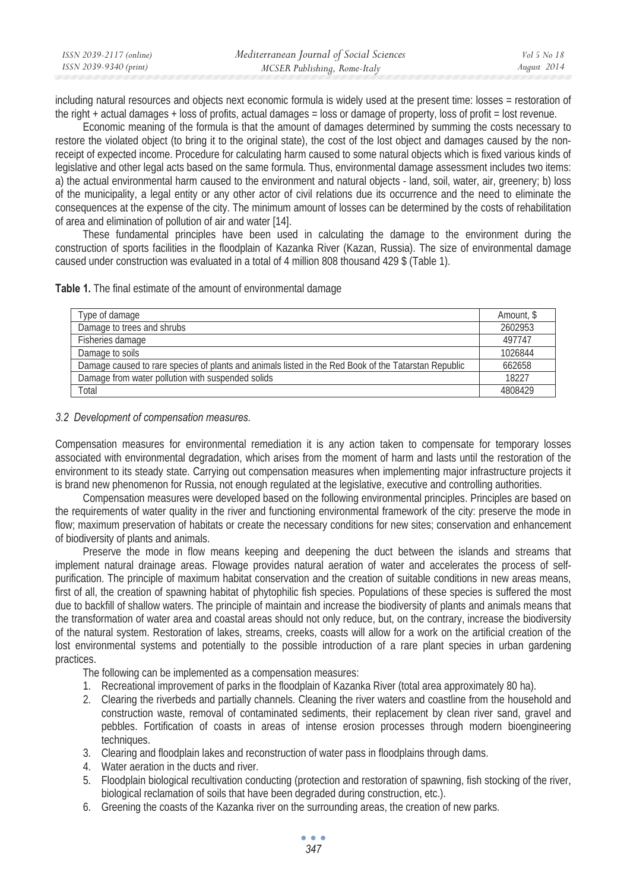including natural resources and objects next economic formula is widely used at the present time: losses = restoration of the right + actual damages + loss of profits, actual damages = loss or damage of property, loss of profit = lost revenue.

Economic meaning of the formula is that the amount of damages determined by summing the costs necessary to restore the violated object (to bring it to the original state), the cost of the lost object and damages caused by the non-receipt of expected income. Procedure for calculating harm caused to some natural objects which is fixed various kinds of legislative and other legal acts based on the same formula. Thus, environmental damage assessment includes two items: a) the actual environmental harm caused to the environment and natural objects - land, soil, water, air, greenery; b) loss of the municipality, a legal entity or any other actor of civil relations due its occurrence and the need to eliminate the consequences at the expense of the city. The minimum amount of losses can be determined by the costs of rehabilitation of area and elimination of pollution of air and water [14].

These fundamental principles have been used in calculating the damage to the environment during the construction of sports facilities in the floodplain of Kazanka River (Kazan, Russia). The size of environmental damage caused under construction was evaluated in a total of 4 million 808 thousand 429 $ (Table 1).

**Table 1.** The final estimate of the amount of environmental damage

| Type of damage | Amount, $ |
|---|---|
| Damage to trees and shrubs | 2602953 |
| Fisheries damage | 497747 |
| Damage to soils | 1026844 |
| Damage caused to rare species of plants and animals listed in the Red Book of the Tatarstan Republic | 662658 |
| Damage from water pollution with suspended solids | 18227 |
| Total | 4808429 |

### *3.2 Development of compensation measures.*

Compensation measures for environmental remediation it is any action taken to compensate for temporary losses associated with environmental degradation, which arises from the moment of harm and lasts until the restoration of the environment to its steady state. Carrying out compensation measures when implementing major infrastructure projects it is brand new phenomenon for Russia, not enough regulated at the legislative, executive and controlling authorities.

Compensation measures were developed based on the following environmental principles. Principles are based on the requirements of water quality in the river and functioning environmental framework of the city: preserve the mode in flow; maximum preservation of habitats or create the necessary conditions for new sites; conservation and enhancement of biodiversity of plants and animals.

Preserve the mode in flow means keeping and deepening the duct between the islands and streams that implement natural drainage areas. Flowage provides natural aeration of water and accelerates the process of self-purification. The principle of maximum habitat conservation and the creation of suitable conditions in new areas means, first of all, the creation of spawning habitat of phytophilic fish species. Populations of these species is suffered the most due to backfill of shallow waters. The principle of maintain and increase the biodiversity of plants and animals means that the transformation of water area and coastal areas should not only reduce, but, on the contrary, increase the biodiversity of the natural system. Restoration of lakes, streams, creeks, coasts will allow for a work on the artificial creation of the lost environmental systems and potentially to the possible introduction of a rare plant species in urban gardening practices.

The following can be implemented as a compensation measures:

1. Recreational improvement of parks in the floodplain of Kazanka River (total area approximately 80 ha).
2. Clearing the riverbeds and partially channels. Cleaning the river waters and coastline from the household and construction waste, removal of contaminated sediments, their replacement by clean river sand, gravel and pebbles. Fortification of coasts in areas of intense erosion processes through modern bioengineering techniques.
3. Clearing and floodplain lakes and reconstruction of water pass in floodplains through dams.
4. Water aeration in the ducts and river.
5. Floodplain biological recultivation conducting (protection and restoration of spawning, fish stocking of the river, biological reclamation of soils that have been degraded during construction, etc.).
6. Greening the coasts of the Kazanka river on the surrounding areas, the creation of new parks.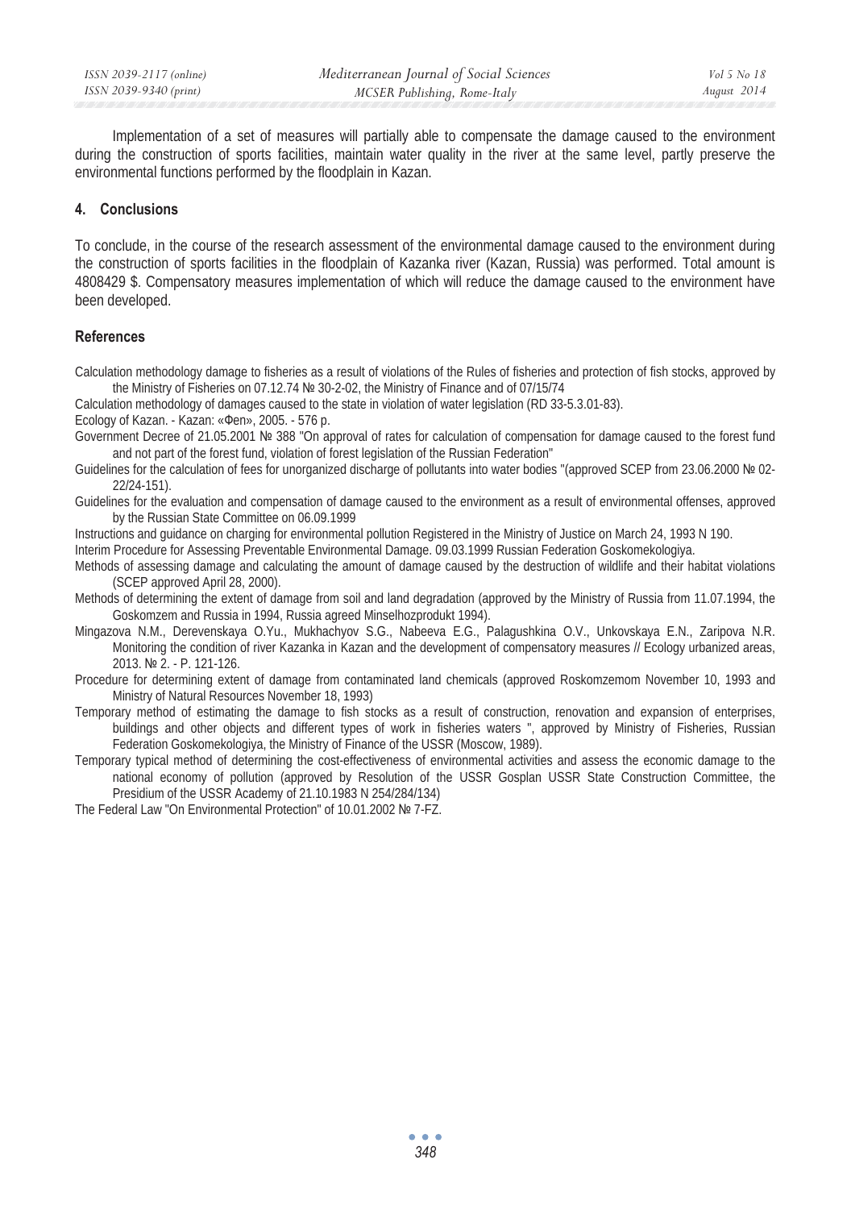Implementation of a set of measures will partially able to compensate the damage caused to the environment during the construction of sports facilities, maintain water quality in the river at the same level, partly preserve the environmental functions performed by the floodplain in Kazan.

## 4. Conclusions

To conclude, in the course of the research assessment of the environmental damage caused to the environment during the construction of sports facilities in the floodplain of Kazanka river (Kazan, Russia) was performed. Total amount is 4808429 $. Compensatory measures implementation of which will reduce the damage caused to the environment have been developed.

## References

Calculation methodology damage to fisheries as a result of violations of the Rules of fisheries and protection of fish stocks, approved by the Ministry of Fisheries on 07.12.74 № 30-2-02, the Ministry of Finance and of 07/15/74

Calculation methodology of damages caused to the state in violation of water legislation (RD 33-5.3.01-83).

Ecology of Kazan. - Kazan: «Фен», 2005. - 576 p.

Government Decree of 21.05.2001 № 388 "On approval of rates for calculation of compensation for damage caused to the forest fund and not part of the forest fund, violation of forest legislation of the Russian Federation"

Guidelines for the calculation of fees for unorganized discharge of pollutants into water bodies "(approved SCEP from 23.06.2000 № 02-22/24-151).

Guidelines for the evaluation and compensation of damage caused to the environment as a result of environmental offenses, approved by the Russian State Committee on 06.09.1999

Instructions and guidance on charging for environmental pollution Registered in the Ministry of Justice on March 24, 1993 N 190.

Interim Procedure for Assessing Preventable Environmental Damage. 09.03.1999 Russian Federation Goskomekologiya.

Methods of assessing damage and calculating the amount of damage caused by the destruction of wildlife and their habitat violations (SCEP approved April 28, 2000).

Methods of determining the extent of damage from soil and land degradation (approved by the Ministry of Russia from 11.07.1994, the Goskomzem and Russia in 1994, Russia agreed Minselhozprodukt 1994).

Mingazova N.M., Derevenskaya O.Yu., Mukhachyov S.G., Nabeeva E.G., Palagushkina O.V., Unkovskaya E.N., Zaripova N.R. Monitoring the condition of river Kazanka in Kazan and the development of compensatory measures // Ecology urbanized areas, 2013. № 2. - P. 121-126.

Procedure for determining extent of damage from contaminated land chemicals (approved Roskomzemom November 10, 1993 and Ministry of Natural Resources November 18, 1993)

Temporary method of estimating the damage to fish stocks as a result of construction, renovation and expansion of enterprises, buildings and other objects and different types of work in fisheries waters ", approved by Ministry of Fisheries, Russian Federation Goskomekologiya, the Ministry of Finance of the USSR (Moscow, 1989).

Temporary typical method of determining the cost-effectiveness of environmental activities and assess the economic damage to the national economy of pollution (approved by Resolution of the USSR Gosplan USSR State Construction Committee, the Presidium of the USSR Academy of 21.10.1983 N 254/284/134)

The Federal Law "On Environmental Protection" of 10.01.2002 № 7-FZ.